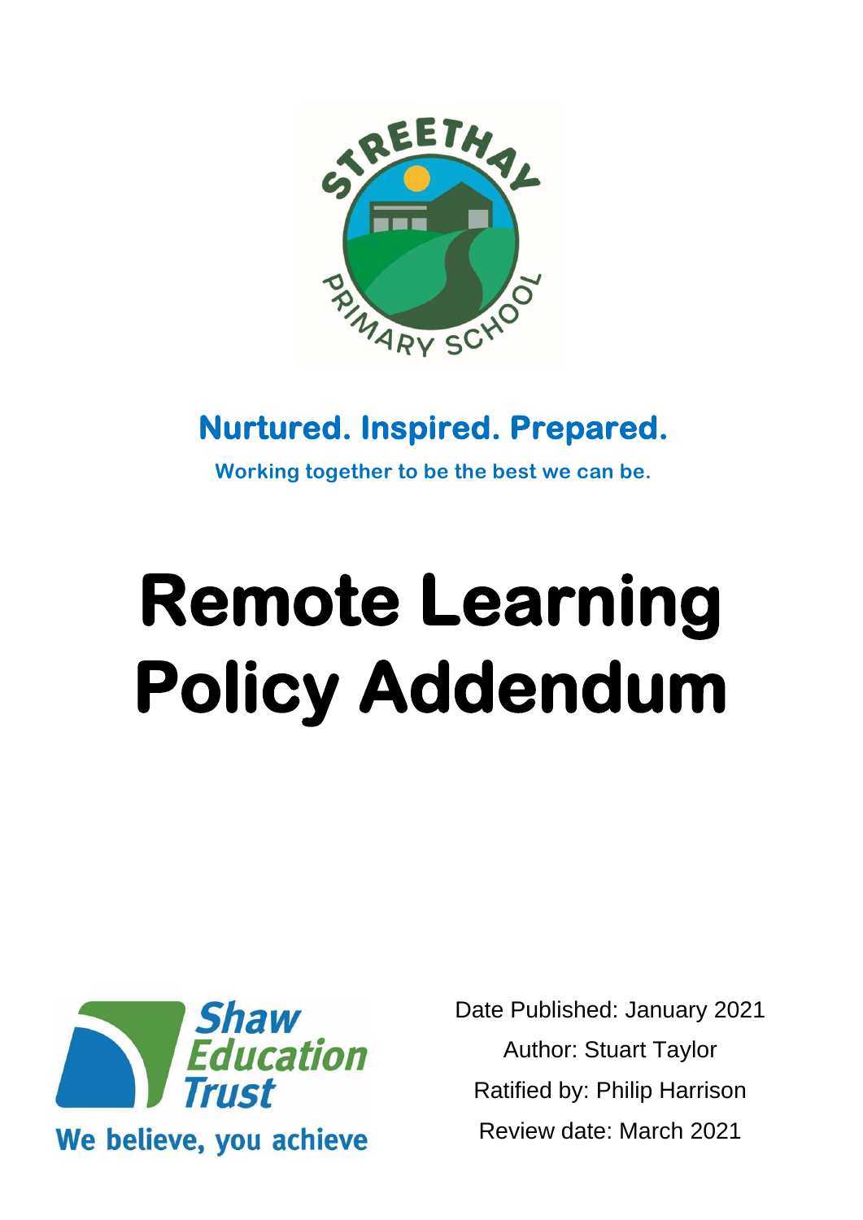**Nurtured. Inspired. Prepared.**

**Working together to be the best we can be.**

# Remote Learning Policy Addendum

Date Published: January 2021

Author: Stuart Taylor

Ratified by: Philip Harrison

Review date: March 2021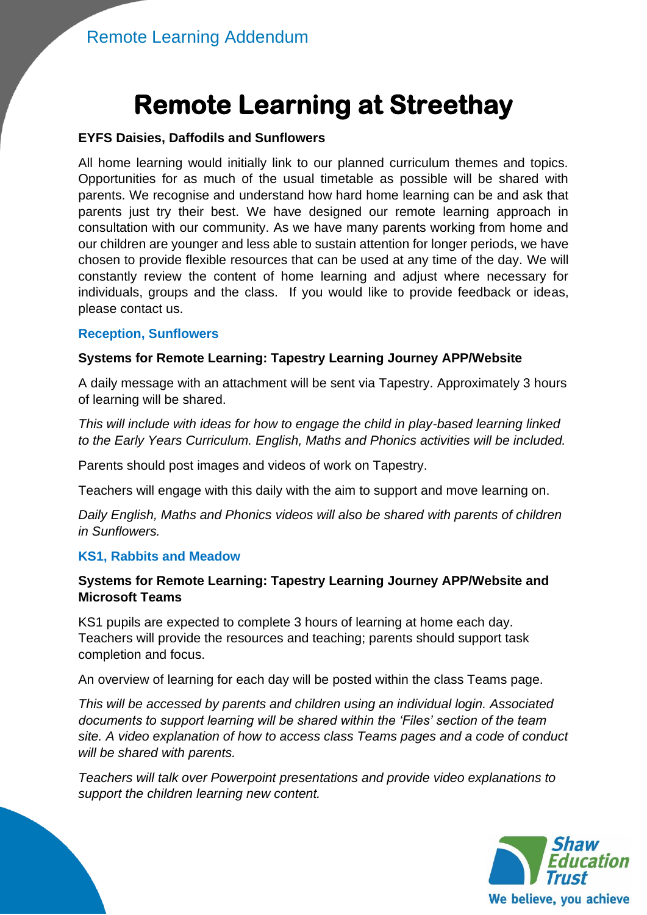# Remote Learning at Streethay

**EYFS Daisies, Daffodils and Sunflowers**

All home learning would initially link to our planned curriculum themes and topics. Opportunities for as much of the usual timetable as possible will be shared with parents. We recognise and understand how hard home learning can be and ask that parents just try their best. We have designed our remote learning approach in consultation with our community. As we have many parents working from home and our children are younger and less able to sustain attention for longer periods, we have chosen to provide flexible resources that can be used at any time of the day. We will constantly review the content of home learning and adjust where necessary for individuals, groups and the class. If you would like to provide feedback or ideas, please contact us.

## Reception, Sunflowers

**Systems for Remote Learning: Tapestry Learning Journey APP/Website**

A daily message with an attachment will be sent via Tapestry. Approximately 3 hours of learning will be shared.

*This will include with ideas for how to engage the child in play-based learning linked to the Early Years Curriculum. English, Maths and Phonics activities will be included.*

Parents should post images and videos of work on Tapestry.

Teachers will engage with this daily with the aim to support and move learning on.

*Daily English, Maths and Phonics videos will also be shared with parents of children in Sunflowers.*

## KS1, Rabbits and Meadow

**Systems for Remote Learning: Tapestry Learning Journey APP/Website and Microsoft Teams**

KS1 pupils are expected to complete 3 hours of learning at home each day. Teachers will provide the resources and teaching; parents should support task completion and focus.

An overview of learning for each day will be posted within the class Teams page.

*This will be accessed by parents and children using an individual login. Associated documents to support learning will be shared within the 'Files' section of the team site. A video explanation of how to access class Teams pages and a code of conduct will be shared with parents.*

*Teachers will talk over Powerpoint presentations and provide video explanations to support the children learning new content.*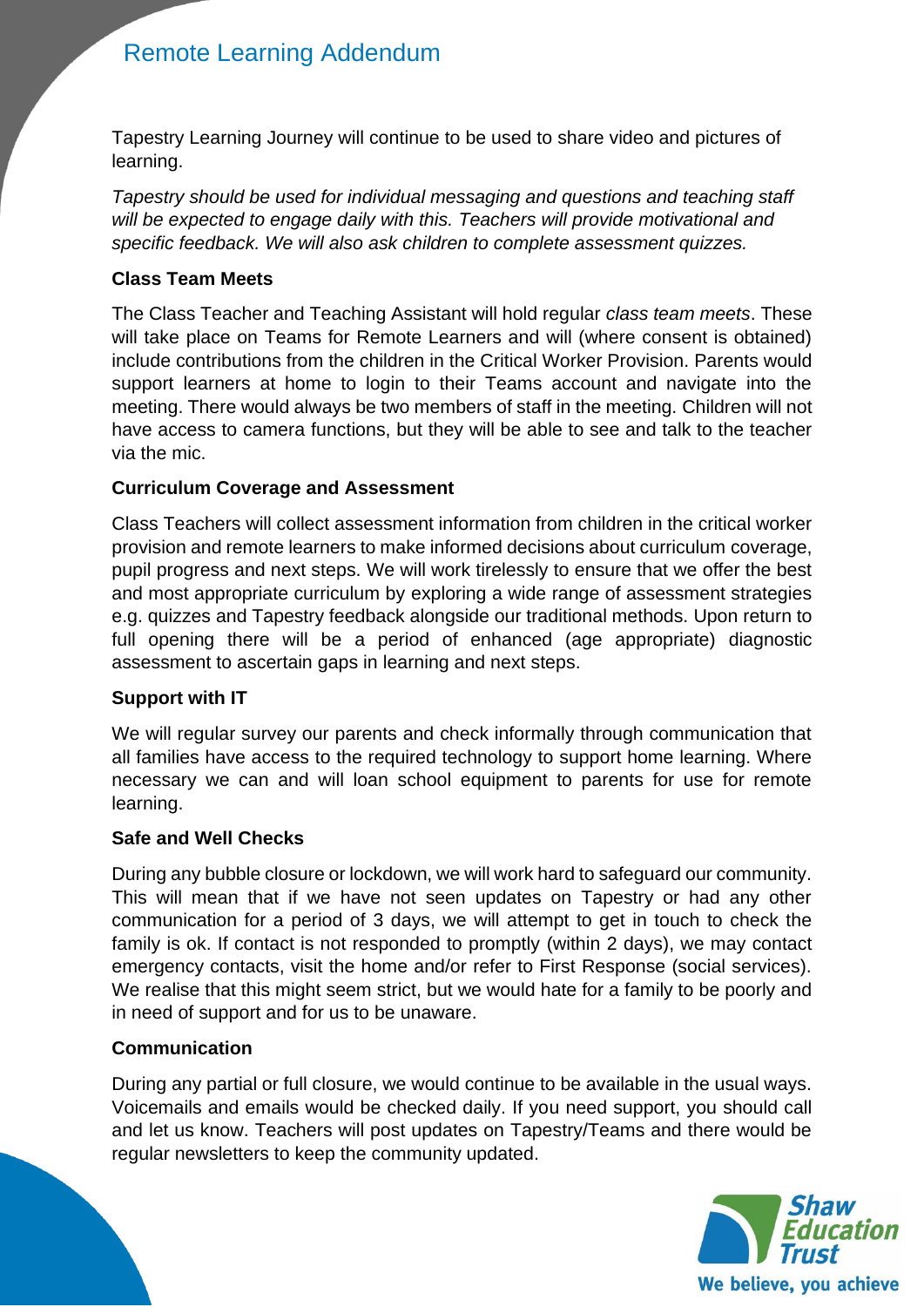Tapestry Learning Journey will continue to be used to share video and pictures of learning.

*Tapestry should be used for individual messaging and questions and teaching staff will be expected to engage daily with this. Teachers will provide motivational and specific feedback. We will also ask children to complete assessment quizzes.*

**Class Team Meets**

The Class Teacher and Teaching Assistant will hold regular *class team meets*. These will take place on Teams for Remote Learners and will (where consent is obtained) include contributions from the children in the Critical Worker Provision. Parents would support learners at home to login to their Teams account and navigate into the meeting. There would always be two members of staff in the meeting. Children will not have access to camera functions, but they will be able to see and talk to the teacher via the mic.

**Curriculum Coverage and Assessment**

Class Teachers will collect assessment information from children in the critical worker provision and remote learners to make informed decisions about curriculum coverage, pupil progress and next steps. We will work tirelessly to ensure that we offer the best and most appropriate curriculum by exploring a wide range of assessment strategies e.g. quizzes and Tapestry feedback alongside our traditional methods. Upon return to full opening there will be a period of enhanced (age appropriate) diagnostic assessment to ascertain gaps in learning and next steps.

**Support with IT**

We will regular survey our parents and check informally through communication that all families have access to the required technology to support home learning. Where necessary we can and will loan school equipment to parents for use for remote learning.

**Safe and Well Checks**

During any bubble closure or lockdown, we will work hard to safeguard our community. This will mean that if we have not seen updates on Tapestry or had any other communication for a period of 3 days, we will attempt to get in touch to check the family is ok. If contact is not responded to promptly (within 2 days), we may contact emergency contacts, visit the home and/or refer to First Response (social services). We realise that this might seem strict, but we would hate for a family to be poorly and in need of support and for us to be unaware.

**Communication**

During any partial or full closure, we would continue to be available in the usual ways. Voicemails and emails would be checked daily. If you need support, you should call and let us know. Teachers will post updates on Tapestry/Teams and there would be regular newsletters to keep the community updated.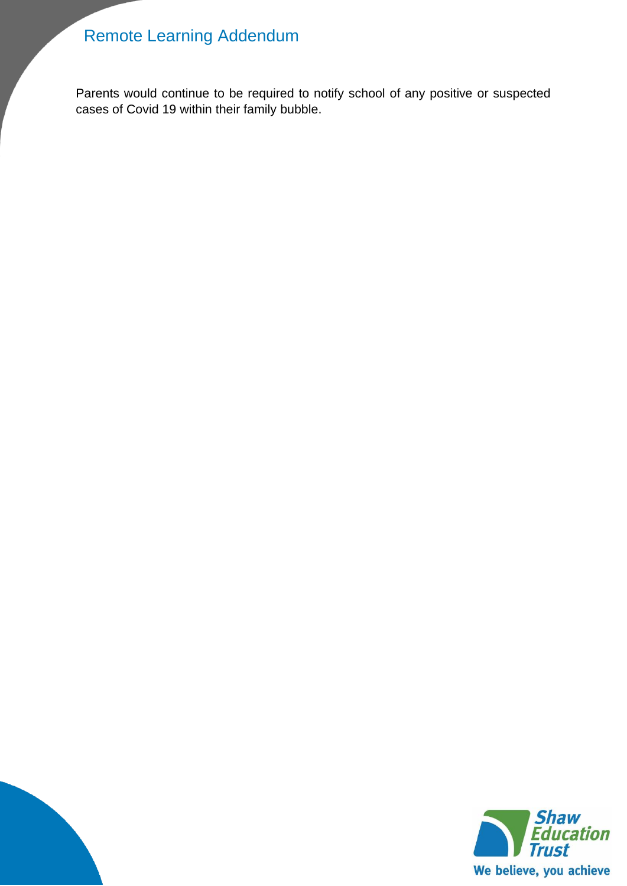Parents would continue to be required to notify school of any positive or suspected cases of Covid 19 within their family bubble.